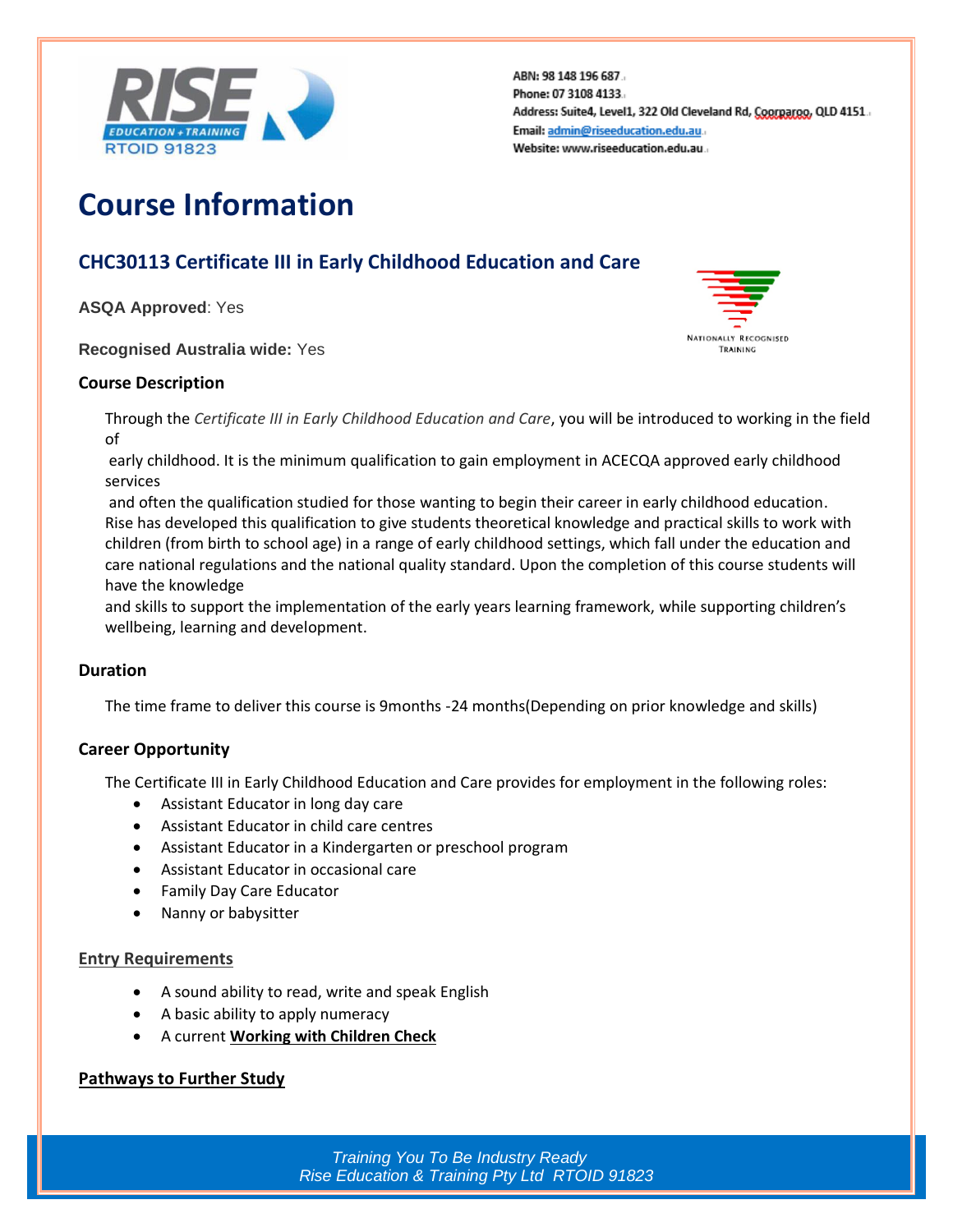ABN: 98 148 196 687
Phone: 07 3108 4133
Address: Suite4, Level1, 322 Old Cleveland Rd, Coorparoo, QLD 4151
Email: admin@riseeducation.edu.au
Website: www.riseeducation.edu.au

# Course Information

## CHC30113 Certificate III in Early Childhood Education and Care

**ASQA Approved**: Yes

**Recognised Australia wide:** Yes

### Course Description

Through the *Certificate III in Early Childhood Education and Care*, you will be introduced to working in the field of early childhood. It is the minimum qualification to gain employment in ACECQA approved early childhood services and often the qualification studied for those wanting to begin their career in early childhood education. Rise has developed this qualification to give students theoretical knowledge and practical skills to work with children (from birth to school age) in a range of early childhood settings, which fall under the education and care national regulations and the national quality standard. Upon the completion of this course students will have the knowledge and skills to support the implementation of the early years learning framework, while supporting children's wellbeing, learning and development.

### Duration

The time frame to deliver this course is 9months -24 months(Depending on prior knowledge and skills)

### Career Opportunity

The Certificate III in Early Childhood Education and Care provides for employment in the following roles:

- Assistant Educator in long day care
- Assistant Educator in child care centres
- Assistant Educator in a Kindergarten or preschool program
- Assistant Educator in occasional care
- Family Day Care Educator
- Nanny or babysitter

### Entry Requirements

- A sound ability to read, write and speak English
- A basic ability to apply numeracy
- A current **Working with Children Check**

### Pathways to Further Study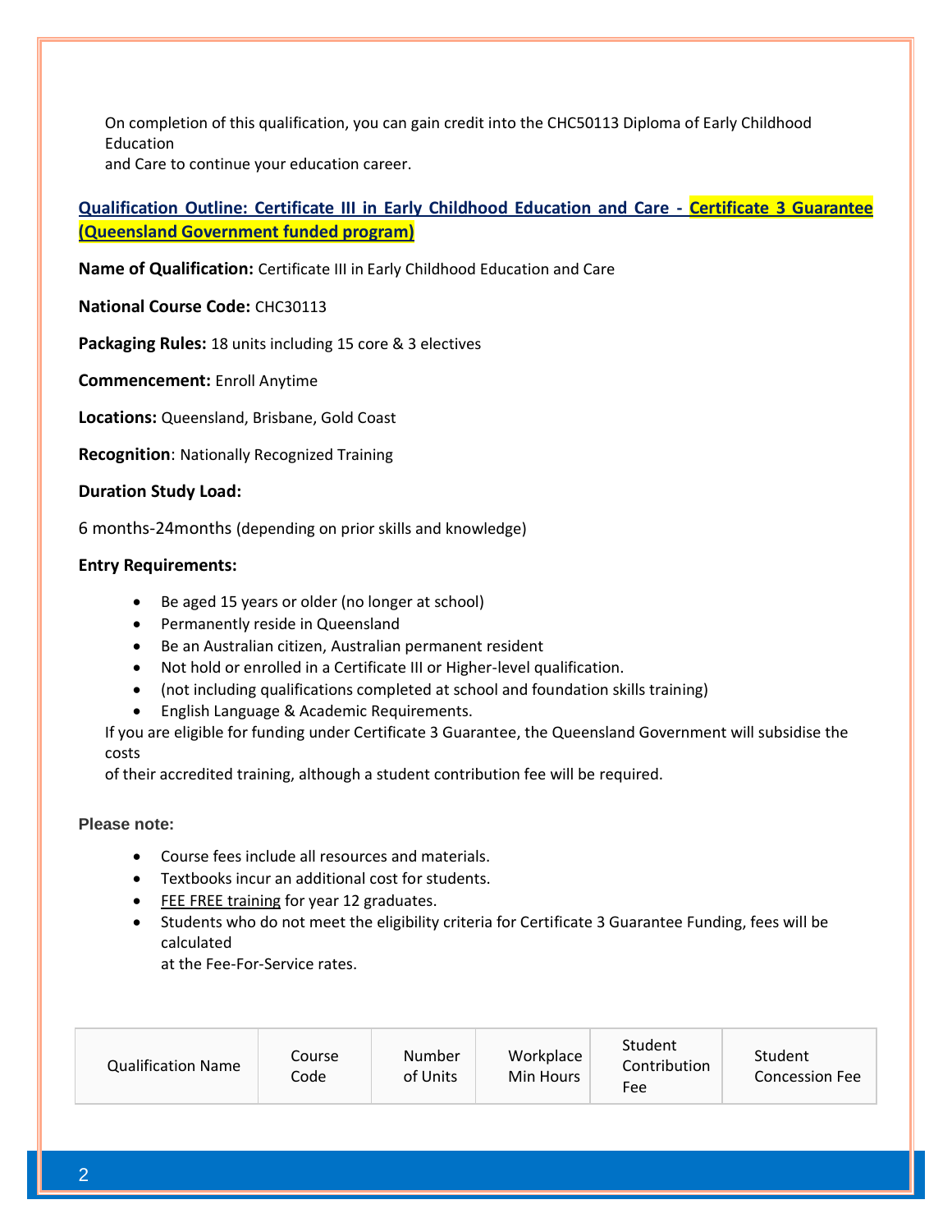On completion of this qualification, you can gain credit into the CHC50113 Diploma of Early Childhood Education and Care to continue your education career.

## Qualification Outline: Certificate III in Early Childhood Education and Care - Certificate 3 Guarantee (Queensland Government funded program)

**Name of Qualification:** Certificate III in Early Childhood Education and Care

**National Course Code:** CHC30113

**Packaging Rules:** 18 units including 15 core & 3 electives

**Commencement:** Enroll Anytime

**Locations:** Queensland, Brisbane, Gold Coast

**Recognition**: Nationally Recognized Training

**Duration Study Load:**

6 months-24months (depending on prior skills and knowledge)

**Entry Requirements:**

- Be aged 15 years or older (no longer at school)
- Permanently reside in Queensland
- Be an Australian citizen, Australian permanent resident
- Not hold or enrolled in a Certificate III or Higher-level qualification.
- (not including qualifications completed at school and foundation skills training)
- English Language & Academic Requirements.

If you are eligible for funding under Certificate 3 Guarantee, the Queensland Government will subsidise the costs of their accredited training, although a student contribution fee will be required.

**Please note:**

- Course fees include all resources and materials.
- Textbooks incur an additional cost for students.
- FEE FREE training for year 12 graduates.
- Students who do not meet the eligibility criteria for Certificate 3 Guarantee Funding, fees will be calculated at the Fee-For-Service rates.

| Qualification Name | Course Code | Number of Units | Workplace Min Hours | Student Contribution Fee | Student Concession Fee |
|---|---|---|---|---|---|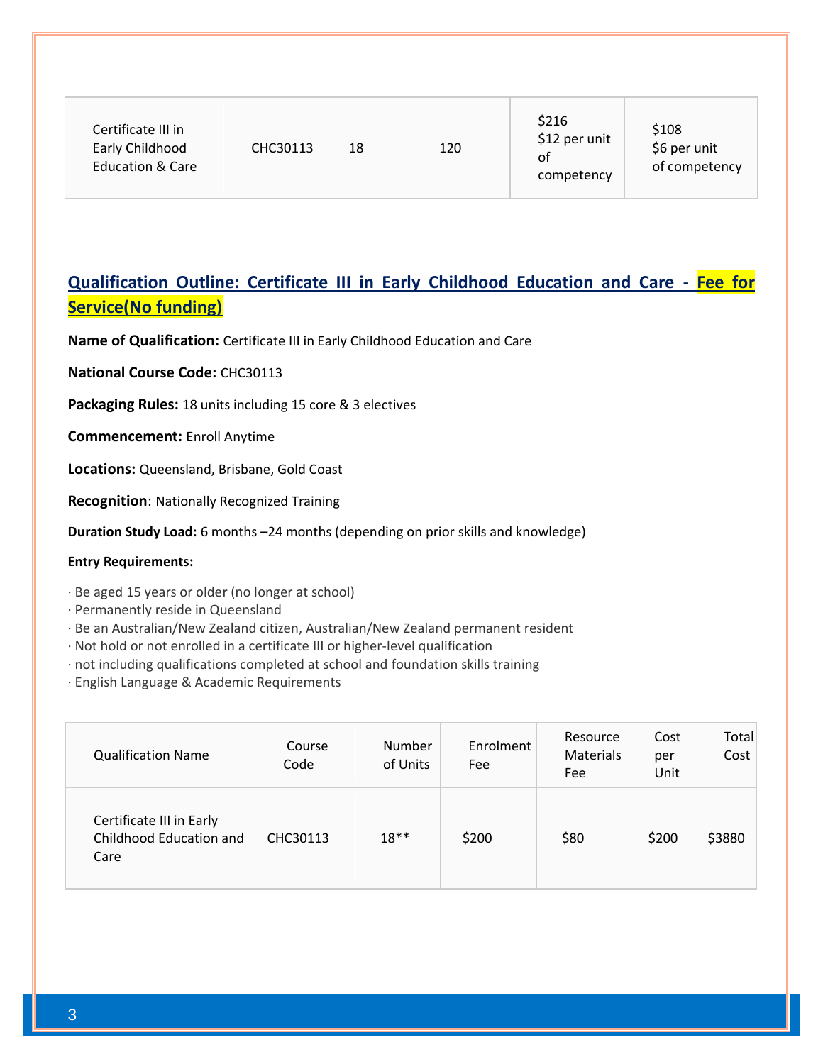| Certificate III in Early Childhood Education & Care | CHC30113 | 18 | 120 | $216 $12 per unit of competency | $108 $6 per unit of competency |
|---|---|---|---|---|---|

## Qualification Outline: Certificate III in Early Childhood Education and Care - Fee for Service(No funding)

**Name of Qualification:** Certificate III in Early Childhood Education and Care

**National Course Code:** CHC30113

**Packaging Rules:** 18 units including 15 core & 3 electives

**Commencement:** Enroll Anytime

**Locations:** Queensland, Brisbane, Gold Coast

**Recognition**: Nationally Recognized Training

**Duration Study Load:** 6 months –24 months (depending on prior skills and knowledge)

**Entry Requirements:**

· Be aged 15 years or older (no longer at school)
· Permanently reside in Queensland
· Be an Australian/New Zealand citizen, Australian/New Zealand permanent resident
· Not hold or not enrolled in a certificate III or higher-level qualification
· not including qualifications completed at school and foundation skills training
· English Language & Academic Requirements

| Qualification Name | Course Code | Number of Units | Enrolment Fee | Resource Materials Fee | Cost per Unit | Total Cost |
|---|---|---|---|---|---|---|
| Certificate III in Early Childhood Education and Care | CHC30113 | 18** | $200 | $80 | $200 | $3880 |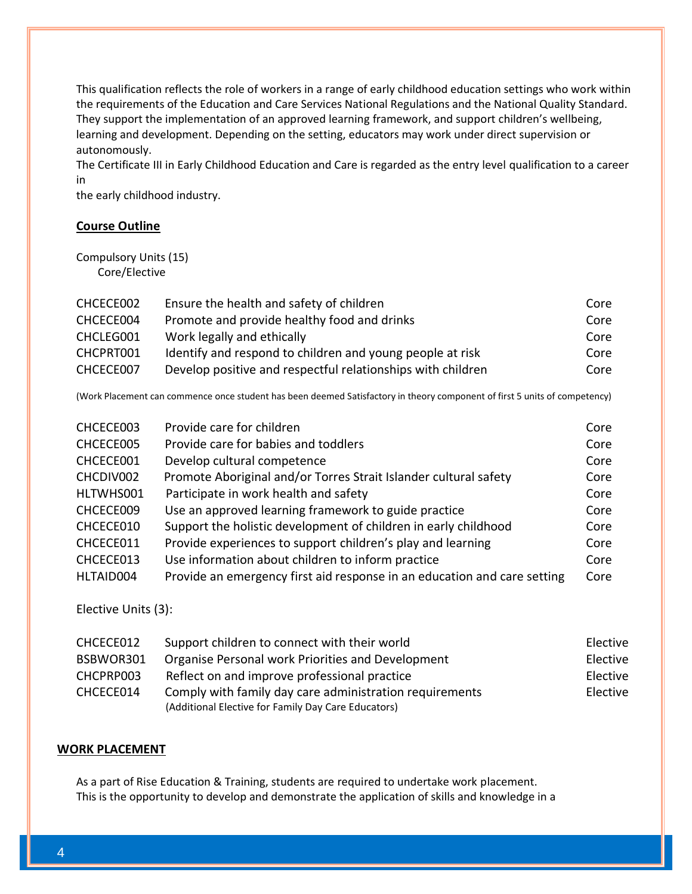This qualification reflects the role of workers in a range of early childhood education settings who work within the requirements of the Education and Care Services National Regulations and the National Quality Standard. They support the implementation of an approved learning framework, and support children's wellbeing, learning and development. Depending on the setting, educators may work under direct supervision or autonomously.

The Certificate III in Early Childhood Education and Care is regarded as the entry level qualification to a career in
the early childhood industry.

**Course Outline**

Compulsory Units (15)
Core/Elective

| | | |
|---|---|---|
| CHCECE002 | Ensure the health and safety of children | Core |
| CHCECE004 | Promote and provide healthy food and drinks | Core |
| CHCLEG001 | Work legally and ethically | Core |
| CHCPRT001 | Identify and respond to children and young people at risk | Core |
| CHCECE007 | Develop positive and respectful relationships with children | Core |

(Work Placement can commence once student has been deemed Satisfactory in theory component of first 5 units of competency)

| | | |
|---|---|---|
| CHCECE003 | Provide care for children | Core |
| CHCECE005 | Provide care for babies and toddlers | Core |
| CHCECE001 | Develop cultural competence | Core |
| CHCDIV002 | Promote Aboriginal and/or Torres Strait Islander cultural safety | Core |
| HLTWHS001 | Participate in work health and safety | Core |
| CHCECE009 | Use an approved learning framework to guide practice | Core |
| CHCECE010 | Support the holistic development of children in early childhood | Core |
| CHCECE011 | Provide experiences to support children's play and learning | Core |
| CHCECE013 | Use information about children to inform practice | Core |
| HLTAID004 | Provide an emergency first aid response in an education and care setting | Core |

Elective Units (3):

| | | |
|---|---|---|
| CHCECE012 | Support children to connect with their world | Elective |
| BSBWOR301 | Organise Personal work Priorities and Development | Elective |
| CHCPRP003 | Reflect on and improve professional practice | Elective |
| CHCECE014 | Comply with family day care administration requirements (Additional Elective for Family Day Care Educators) | Elective |

**WORK PLACEMENT**

As a part of Rise Education & Training, students are required to undertake work placement. This is the opportunity to develop and demonstrate the application of skills and knowledge in a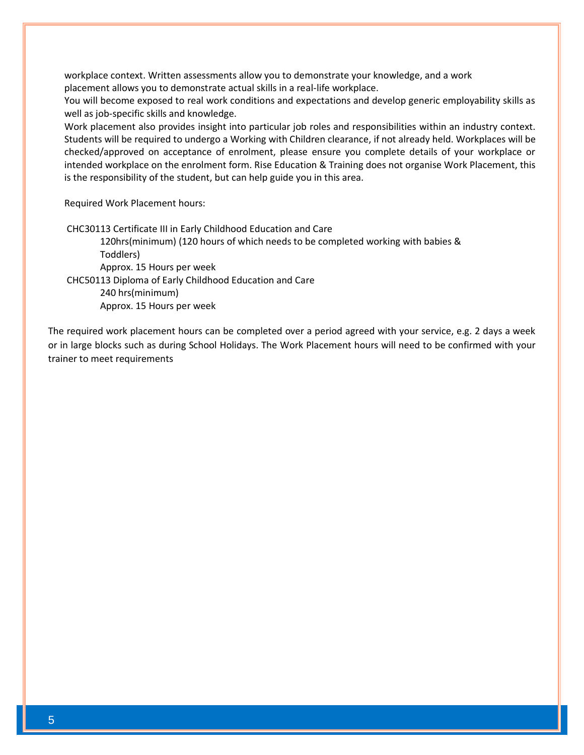workplace context. Written assessments allow you to demonstrate your knowledge, and a work placement allows you to demonstrate actual skills in a real-life workplace.

You will become exposed to real work conditions and expectations and develop generic employability skills as well as job-specific skills and knowledge.

Work placement also provides insight into particular job roles and responsibilities within an industry context. Students will be required to undergo a Working with Children clearance, if not already held. Workplaces will be checked/approved on acceptance of enrolment, please ensure you complete details of your workplace or intended workplace on the enrolment form. Rise Education & Training does not organise Work Placement, this is the responsibility of the student, but can help guide you in this area.

Required Work Placement hours:

CHC30113 Certificate III in Early Childhood Education and Care

- 120hrs(minimum) (120 hours of which needs to be completed working with babies & Toddlers)
- Approx. 15 Hours per week

CHC50113 Diploma of Early Childhood Education and Care

- 240 hrs(minimum)
- Approx. 15 Hours per week

The required work placement hours can be completed over a period agreed with your service, e.g. 2 days a week or in large blocks such as during School Holidays. The Work Placement hours will need to be confirmed with your trainer to meet requirements